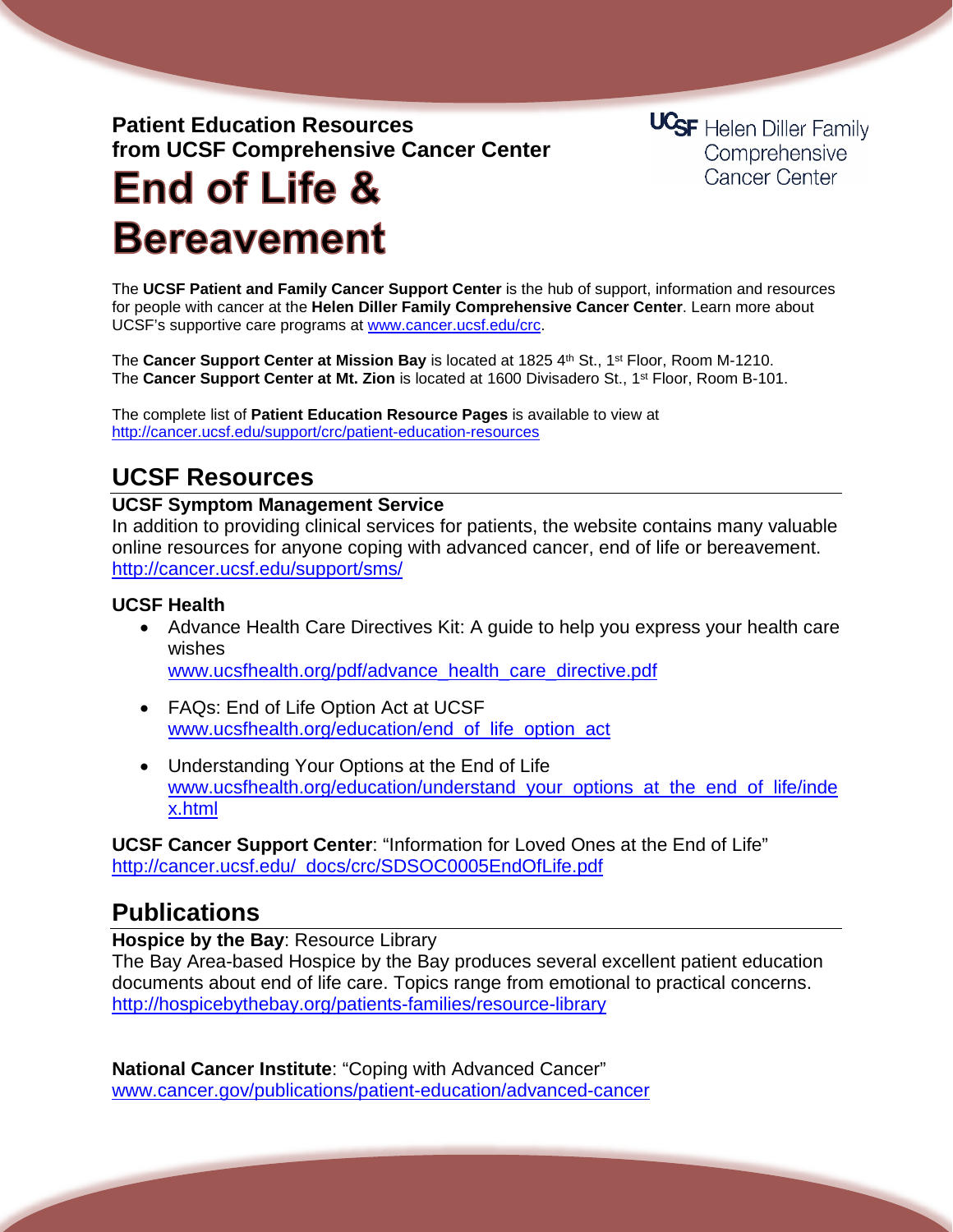**Patient Education Resources**
**from UCSF Comprehensive Cancer Center**

UCSF Helen Diller Family Comprehensive Cancer Center

# End of Life & Bereavement

The **UCSF Patient and Family Cancer Support Center** is the hub of support, information and resources for people with cancer at the **Helen Diller Family Comprehensive Cancer Center**. Learn more about UCSF's supportive care programs at www.cancer.ucsf.edu/crc.

The **Cancer Support Center at Mission Bay** is located at 1825 4th St., 1st Floor, Room M-1210.
The **Cancer Support Center at Mt. Zion** is located at 1600 Divisadero St., 1st Floor, Room B-101.

The complete list of **Patient Education Resource Pages** is available to view at
http://cancer.ucsf.edu/support/crc/patient-education-resources

## UCSF Resources

**UCSF Symptom Management Service**
In addition to providing clinical services for patients, the website contains many valuable online resources for anyone coping with advanced cancer, end of life or bereavement.
http://cancer.ucsf.edu/support/sms/

**UCSF Health**

- Advance Health Care Directives Kit: A guide to help you express your health care wishes
  www.ucsfhealth.org/pdf/advance_health_care_directive.pdf
- FAQs: End of Life Option Act at UCSF
  www.ucsfhealth.org/education/end_of_life_option_act
- Understanding Your Options at the End of Life
  www.ucsfhealth.org/education/understand_your_options_at_the_end_of_life/index.html

**UCSF Cancer Support Center**: "Information for Loved Ones at the End of Life"
http://cancer.ucsf.edu/_docs/crc/SDSOC0005EndOfLife.pdf

## Publications

**Hospice by the Bay**: Resource Library
The Bay Area-based Hospice by the Bay produces several excellent patient education documents about end of life care. Topics range from emotional to practical concerns.
http://hospicebythebay.org/patients-families/resource-library

**National Cancer Institute**: "Coping with Advanced Cancer"
www.cancer.gov/publications/patient-education/advanced-cancer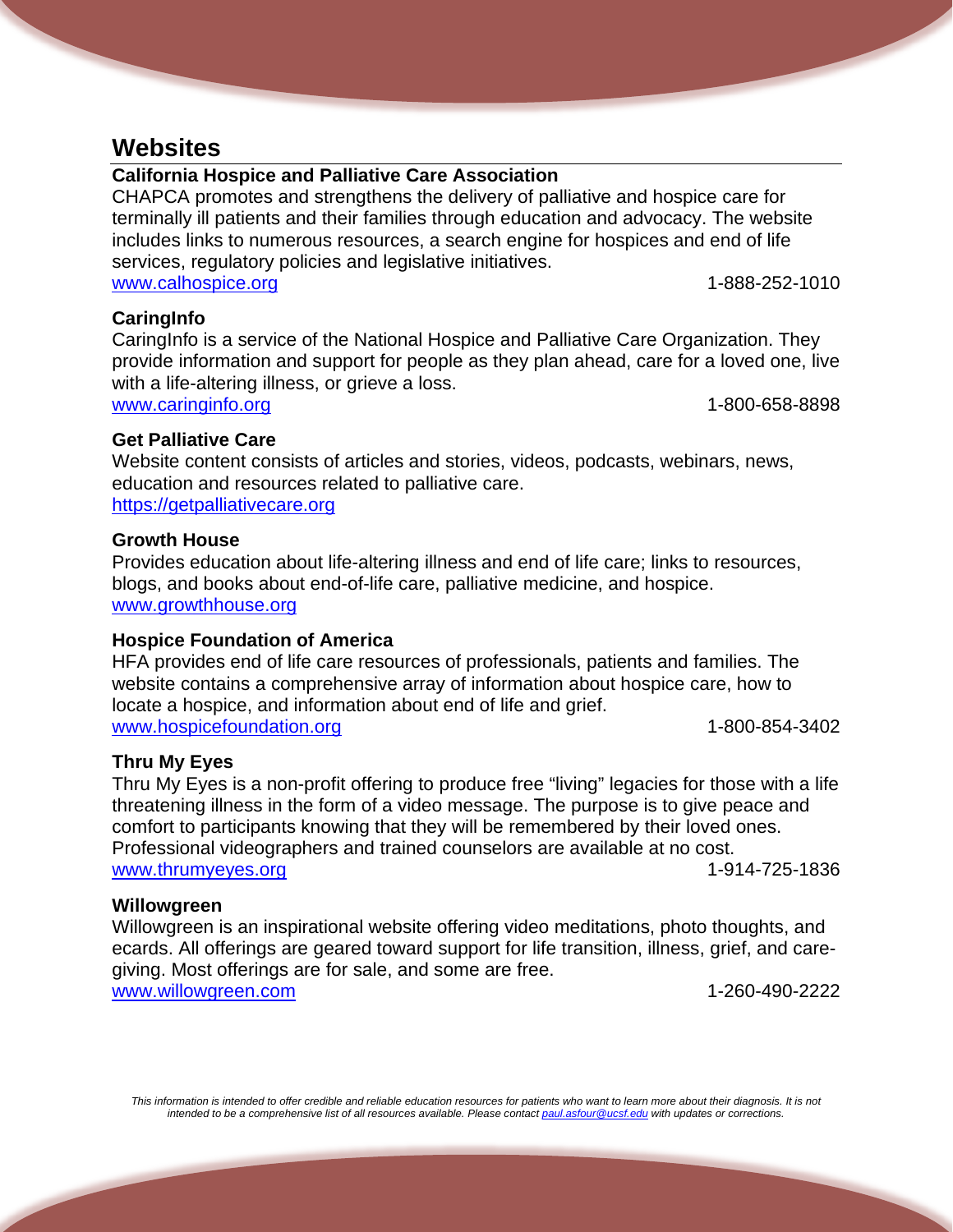## Websites

**California Hospice and Palliative Care Association**
CHAPCA promotes and strengthens the delivery of palliative and hospice care for terminally ill patients and their families through education and advocacy. The website includes links to numerous resources, a search engine for hospices and end of life services, regulatory policies and legislative initiatives.
www.calhospice.org 1-888-252-1010

**CaringInfo**
CaringInfo is a service of the National Hospice and Palliative Care Organization. They provide information and support for people as they plan ahead, care for a loved one, live with a life-altering illness, or grieve a loss.
www.caringinfo.org 1-800-658-8898

**Get Palliative Care**
Website content consists of articles and stories, videos, podcasts, webinars, news, education and resources related to palliative care.
https://getpalliativecare.org

**Growth House**
Provides education about life-altering illness and end of life care; links to resources, blogs, and books about end-of-life care, palliative medicine, and hospice.
www.growthhouse.org

**Hospice Foundation of America**
HFA provides end of life care resources of professionals, patients and families. The website contains a comprehensive array of information about hospice care, how to locate a hospice, and information about end of life and grief.
www.hospicefoundation.org 1-800-854-3402

**Thru My Eyes**
Thru My Eyes is a non-profit offering to produce free "living" legacies for those with a life threatening illness in the form of a video message. The purpose is to give peace and comfort to participants knowing that they will be remembered by their loved ones. Professional videographers and trained counselors are available at no cost.
www.thrumyeyes.org 1-914-725-1836

**Willowgreen**
Willowgreen is an inspirational website offering video meditations, photo thoughts, and ecards. All offerings are geared toward support for life transition, illness, grief, and care-giving. Most offerings are for sale, and some are free.
www.willowgreen.com 1-260-490-2222

*This information is intended to offer credible and reliable education resources for patients who want to learn more about their diagnosis. It is not intended to be a comprehensive list of all resources available. Please contact paul.asfour@ucsf.edu with updates or corrections.*